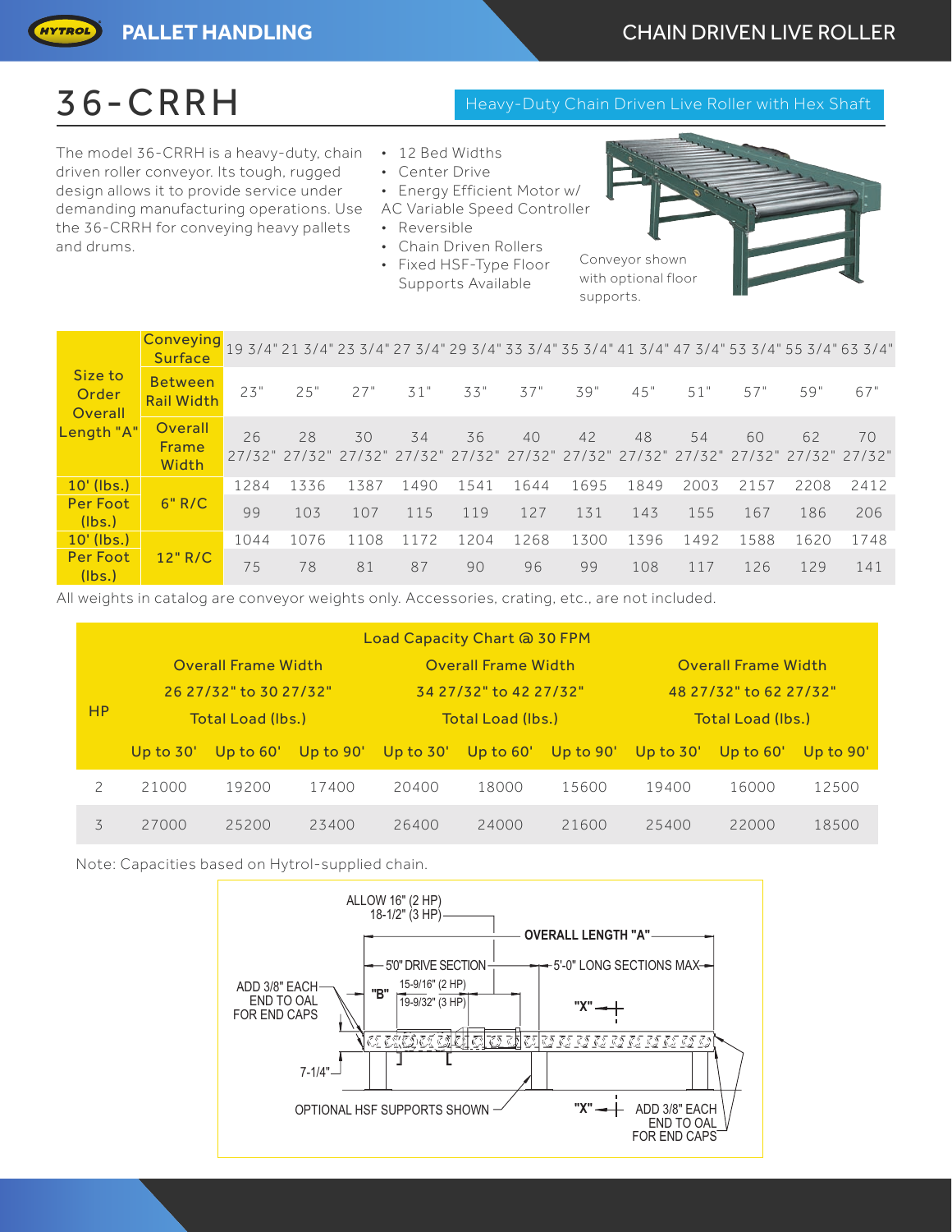# 36-CRRH

**Heavy-Duty Chain Driven Live Roller with Hex Shaft**

The model 36-CRRH is a heavy-duty, chain driven roller conveyor. Its tough, rugged design allows it to provide service under demanding manufacturing operations. Use the 36-CRRH for conveying heavy pallets and drums.

- 12 Bed Widths
- Center Drive
- Energy Efficient Motor w/ AC Variable Speed Controller
- Reversible
- Chain Driven Rollers
- Fixed HSF-Type Floor Supports Available

Conveyor shown with optional floor supports.

| Size to Order Overall Length "A" | Conveying Surface | 19 3/4" | 21 3/4" | 23 3/4" | 27 3/4" | 29 3/4" | 33 3/4" | 35 3/4" | 41 3/4" | 47 3/4" | 53 3/4" | 55 3/4" | 63 3/4" |
|---|---|---|---|---|---|---|---|---|---|---|---|---|---|
| | Between Rail Width | 23" | 25" | 27" | 31" | 33" | 37" | 39" | 45" | 51" | 57" | 59" | 67" |
| | Overall Frame Width | 26 27/32" | 28 27/32" | 30 27/32" | 34 27/32" | 36 27/32" | 40 27/32" | 42 27/32" | 48 27/32" | 54 27/32" | 60 27/32" | 62 27/32" | 70 27/32" |
| 10' (lbs.) | 6" R/C | 1284 | 1336 | 1387 | 1490 | 1541 | 1644 | 1695 | 1849 | 2003 | 2157 | 2208 | 2412 |
| Per Foot (lbs.) | | 99 | 103 | 107 | 115 | 119 | 127 | 131 | 143 | 155 | 167 | 186 | 206 |
| 10' (lbs.) | 12" R/C | 1044 | 1076 | 1108 | 1172 | 1204 | 1268 | 1300 | 1396 | 1492 | 1588 | 1620 | 1748 |
| Per Foot (lbs.) | | 75 | 78 | 81 | 87 | 90 | 96 | 99 | 108 | 117 | 126 | 129 | 141 |

All weights in catalog are conveyor weights only. Accessories, crating, etc., are not included.

**Load Capacity Chart @ 30 FPM**

| HP | Overall Frame Width 26 27/32" to 30 27/32" Total Load (lbs.) | | | Overall Frame Width 34 27/32" to 42 27/32" Total Load (lbs.) | | | Overall Frame Width 48 27/32" to 62 27/32" Total Load (lbs.) | | |
|---|---|---|---|---|---|---|---|---|---|
| | Up to 30' | Up to 60' | Up to 90' | Up to 30' | Up to 60' | Up to 90' | Up to 30' | Up to 60' | Up to 90' |
| 2 | 21000 | 19200 | 17400 | 20400 | 18000 | 15600 | 19400 | 16000 | 12500 |
| 3 | 27000 | 25200 | 23400 | 26400 | 24000 | 21600 | 25400 | 22000 | 18500 |

Note: Capacities based on Hytrol-supplied chain.

ALLOW 16" (2 HP) 18-1/2" (3 HP)
OVERALL LENGTH "A"
5'0" DRIVE SECTION
5'-0" LONG SECTIONS MAX
ADD 3/8" EACH END TO OAL FOR END CAPS
"B" 15-9/16" (2 HP) 19-9/32" (3 HP)
"X"
7-1/4"
OPTIONAL HSF SUPPORTS SHOWN
"X"
ADD 3/8" EACH END TO OAL FOR END CAPS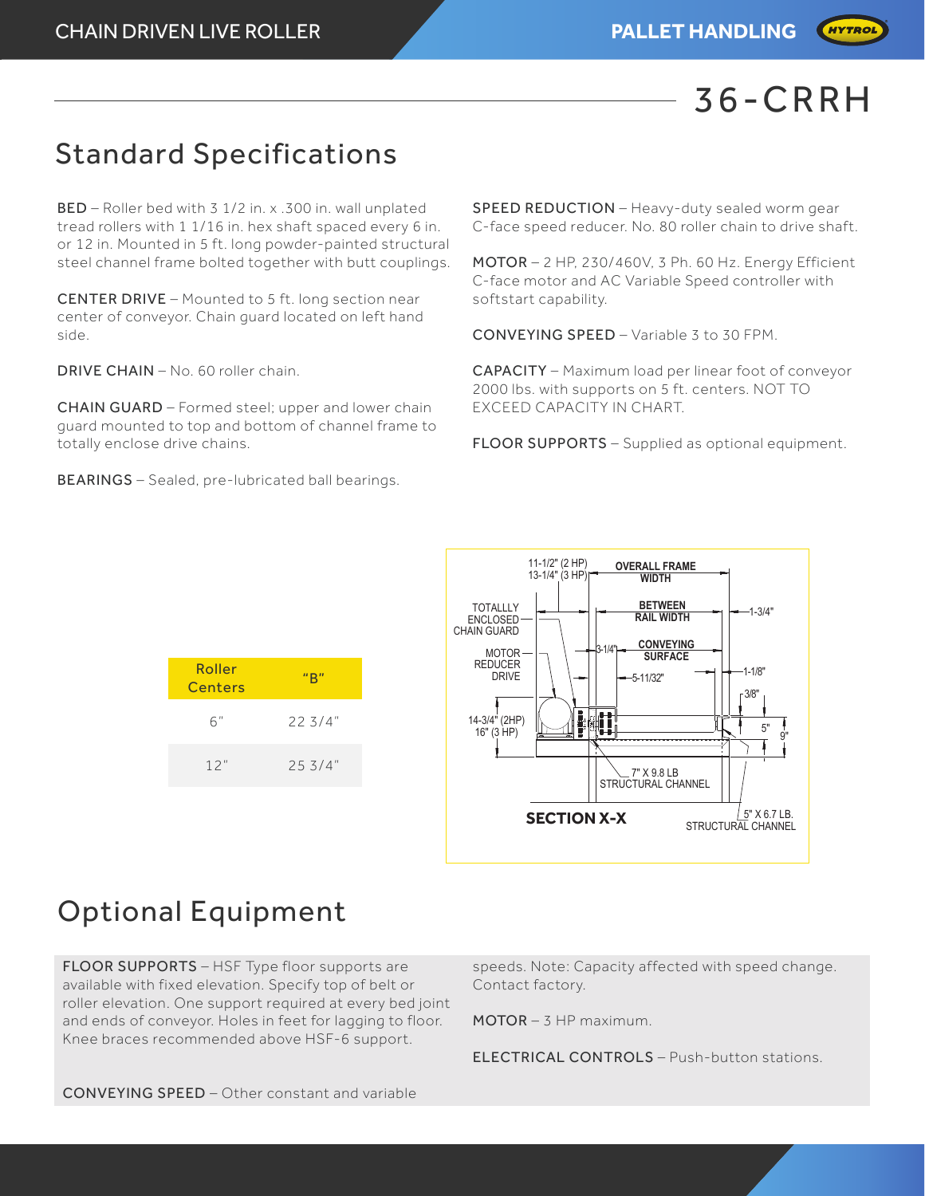# 36-CRRH

## Standard Specifications

BED – Roller bed with 3 1/2 in. x .300 in. wall unplated tread rollers with 1 1/16 in. hex shaft spaced every 6 in. or 12 in. Mounted in 5 ft. long powder-painted structural steel channel frame bolted together with butt couplings.

CENTER DRIVE – Mounted to 5 ft. long section near center of conveyor. Chain guard located on left hand side.

DRIVE CHAIN – No. 60 roller chain.

CHAIN GUARD – Formed steel; upper and lower chain guard mounted to top and bottom of channel frame to totally enclose drive chains.

BEARINGS – Sealed, pre-lubricated ball bearings.

SPEED REDUCTION – Heavy-duty sealed worm gear C-face speed reducer. No. 80 roller chain to drive shaft.

MOTOR – 2 HP, 230/460V, 3 Ph. 60 Hz. Energy Efficient C-face motor and AC Variable Speed controller with softstart capability.

CONVEYING SPEED – Variable 3 to 30 FPM.

CAPACITY – Maximum load per linear foot of conveyor 2000 lbs. with supports on 5 ft. centers. NOT TO EXCEED CAPACITY IN CHART.

FLOOR SUPPORTS – Supplied as optional equipment.

| Roller Centers | "B" |
| --- | --- |
| 6" | 22 3/4" |
| 12" | 25 3/4" |

11-1/2" (2 HP)
13-1/4" (3 HP)
OVERALL FRAME WIDTH
TOTALLLY ENCLOSED CHAIN GUARD
BETWEEN RAIL WIDTH
1-3/4"
MOTOR REDUCER DRIVE
3-1/4"
CONVEYING SURFACE
1-1/8"
5-11/32"
3/8"
14-3/4" (2HP)
16" (3 HP)
5"
9"
7" X 9.8 LB STRUCTURAL CHANNEL
SECTION X-X
5" X 6.7 LB. STRUCTURAL CHANNEL

## Optional Equipment

FLOOR SUPPORTS – HSF Type floor supports are available with fixed elevation. Specify top of belt or roller elevation. One support required at every bed joint and ends of conveyor. Holes in feet for lagging to floor. Knee braces recommended above HSF-6 support.

CONVEYING SPEED – Other constant and variable speeds. Note: Capacity affected with speed change. Contact factory.

MOTOR – 3 HP maximum.

ELECTRICAL CONTROLS – Push-button stations.